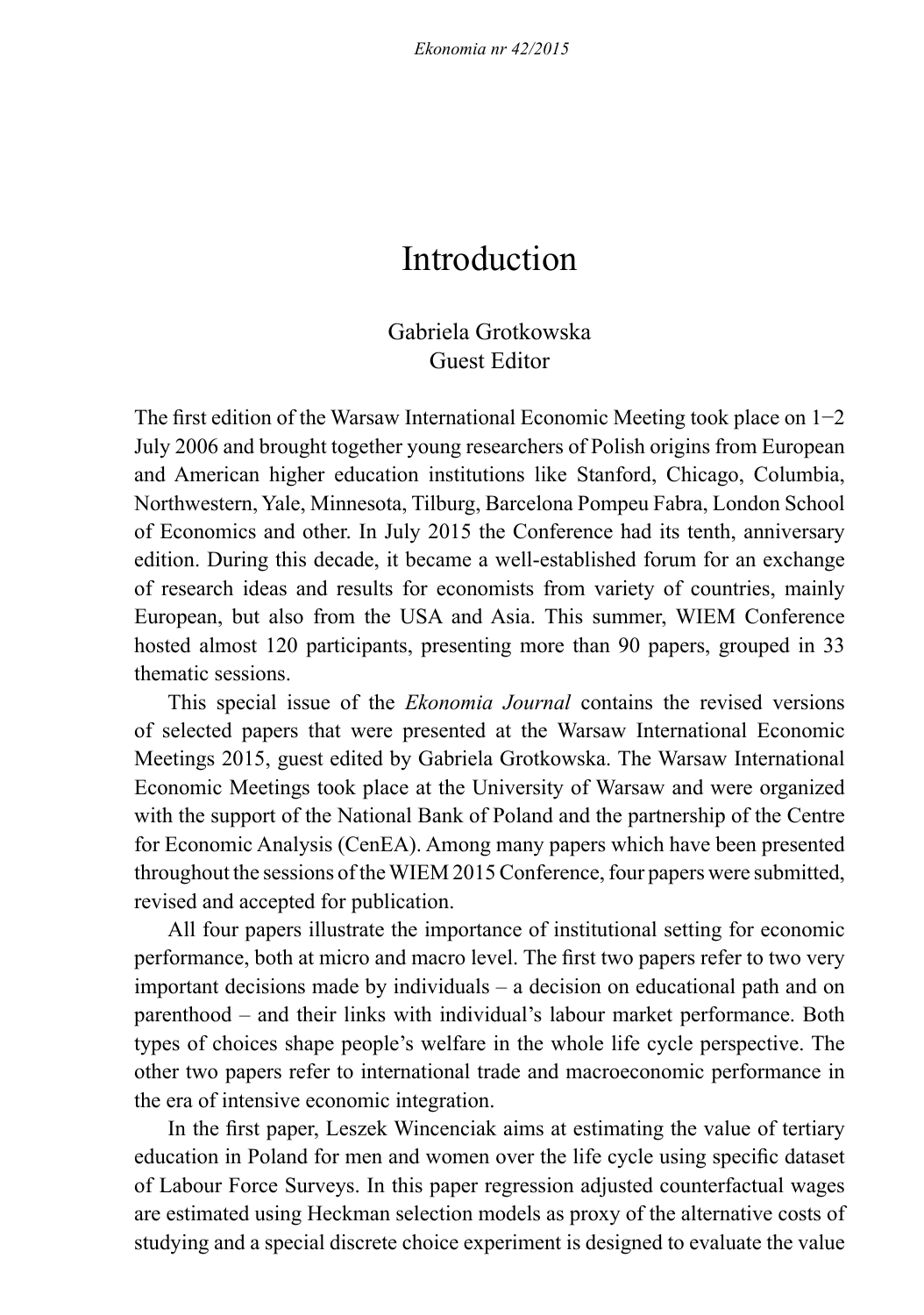# Introduction

Gabriela Grotkowska
Guest Editor

The first edition of the Warsaw International Economic Meeting took place on 1−2 July 2006 and brought together young researchers of Polish origins from European and American higher education institutions like Stanford, Chicago, Columbia, Northwestern, Yale, Minnesota, Tilburg, Barcelona Pompeu Fabra, London School of Economics and other. In July 2015 the Conference had its tenth, anniversary edition. During this decade, it became a well-established forum for an exchange of research ideas and results for economists from variety of countries, mainly European, but also from the USA and Asia. This summer, WIEM Conference hosted almost 120 participants, presenting more than 90 papers, grouped in 33 thematic sessions.

This special issue of the *Ekonomia Journal* contains the revised versions of selected papers that were presented at the Warsaw International Economic Meetings 2015, guest edited by Gabriela Grotkowska. The Warsaw International Economic Meetings took place at the University of Warsaw and were organized with the support of the National Bank of Poland and the partnership of the Centre for Economic Analysis (CenEA). Among many papers which have been presented throughout the sessions of the WIEM 2015 Conference, four papers were submitted, revised and accepted for publication.

All four papers illustrate the importance of institutional setting for economic performance, both at micro and macro level. The first two papers refer to two very important decisions made by individuals – a decision on educational path and on parenthood – and their links with individual's labour market performance. Both types of choices shape people's welfare in the whole life cycle perspective. The other two papers refer to international trade and macroeconomic performance in the era of intensive economic integration.

In the first paper, Leszek Wincenciak aims at estimating the value of tertiary education in Poland for men and women over the life cycle using specific dataset of Labour Force Surveys. In this paper regression adjusted counterfactual wages are estimated using Heckman selection models as proxy of the alternative costs of studying and a special discrete choice experiment is designed to evaluate the value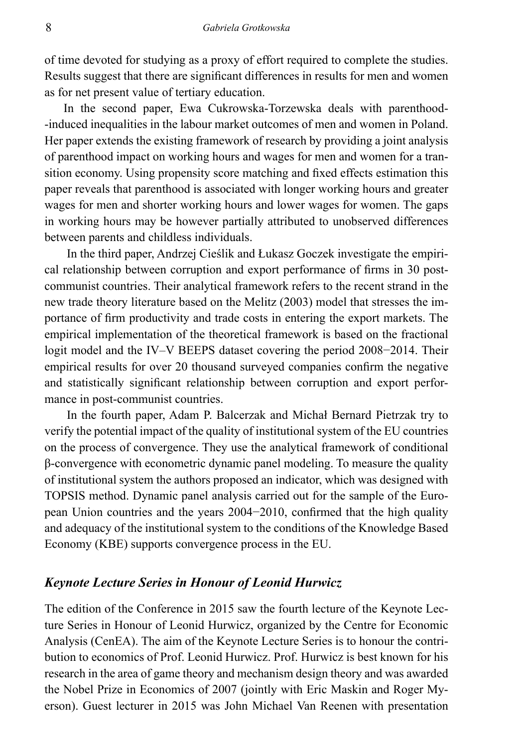of time devoted for studying as a proxy of effort required to complete the studies. Results suggest that there are significant differences in results for men and women as for net present value of tertiary education.

In the second paper, Ewa Cukrowska-Torzewska deals with parenthood--induced inequalities in the labour market outcomes of men and women in Poland. Her paper extends the existing framework of research by providing a joint analysis of parenthood impact on working hours and wages for men and women for a transition economy. Using propensity score matching and fixed effects estimation this paper reveals that parenthood is associated with longer working hours and greater wages for men and shorter working hours and lower wages for women. The gaps in working hours may be however partially attributed to unobserved differences between parents and childless individuals.

In the third paper, Andrzej Cieślik and Łukasz Goczek investigate the empirical relationship between corruption and export performance of firms in 30 post-communist countries. Their analytical framework refers to the recent strand in the new trade theory literature based on the Melitz (2003) model that stresses the importance of firm productivity and trade costs in entering the export markets. The empirical implementation of the theoretical framework is based on the fractional logit model and the IV–V BEEPS dataset covering the period 2008−2014. Their empirical results for over 20 thousand surveyed companies confirm the negative and statistically significant relationship between corruption and export performance in post-communist countries.

In the fourth paper, Adam P. Balcerzak and Michał Bernard Pietrzak try to verify the potential impact of the quality of institutional system of the EU countries on the process of convergence. They use the analytical framework of conditional β-convergence with econometric dynamic panel modeling. To measure the quality of institutional system the authors proposed an indicator, which was designed with TOPSIS method. Dynamic panel analysis carried out for the sample of the European Union countries and the years 2004−2010, confirmed that the high quality and adequacy of the institutional system to the conditions of the Knowledge Based Economy (KBE) supports convergence process in the EU.

## *Keynote Lecture Series in Honour of Leonid Hurwicz*

The edition of the Conference in 2015 saw the fourth lecture of the Keynote Lecture Series in Honour of Leonid Hurwicz, organized by the Centre for Economic Analysis (CenEA). The aim of the Keynote Lecture Series is to honour the contribution to economics of Prof. Leonid Hurwicz. Prof. Hurwicz is best known for his research in the area of game theory and mechanism design theory and was awarded the Nobel Prize in Economics of 2007 (jointly with Eric Maskin and Roger Myerson). Guest lecturer in 2015 was John Michael Van Reenen with presentation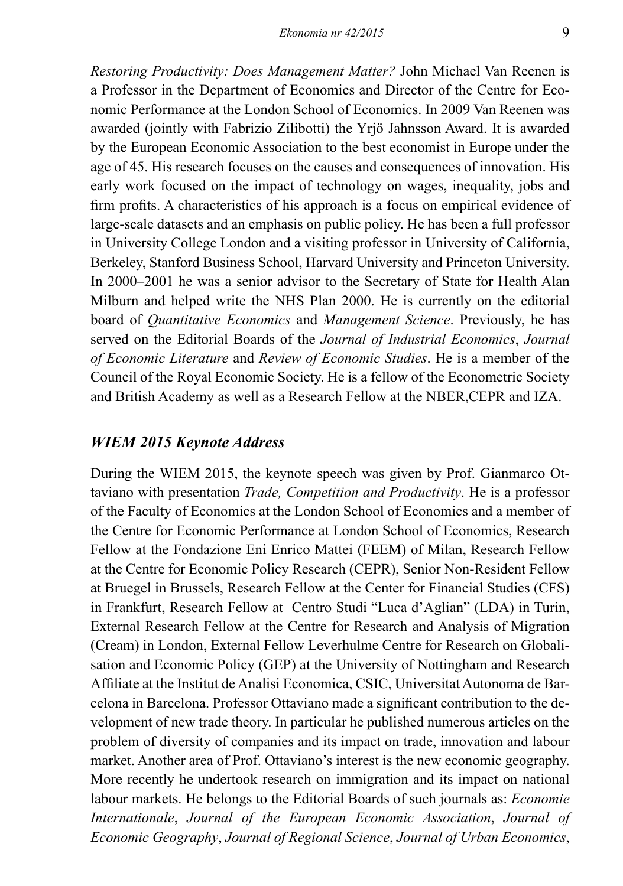*Restoring Productivity: Does Management Matter?* John Michael Van Reenen is a Professor in the Department of Economics and Director of the Centre for Economic Performance at the London School of Economics. In 2009 Van Reenen was awarded (jointly with Fabrizio Zilibotti) the Yrjö Jahnsson Award. It is awarded by the European Economic Association to the best economist in Europe under the age of 45. His research focuses on the causes and consequences of innovation. His early work focused on the impact of technology on wages, inequality, jobs and firm profits. A characteristics of his approach is a focus on empirical evidence of large-scale datasets and an emphasis on public policy. He has been a full professor in University College London and a visiting professor in University of California, Berkeley, Stanford Business School, Harvard University and Princeton University. In 2000–2001 he was a senior advisor to the Secretary of State for Health Alan Milburn and helped write the NHS Plan 2000. He is currently on the editorial board of *Quantitative Economics* and *Management Science*. Previously, he has served on the Editorial Boards of the *Journal of Industrial Economics*, *Journal of Economic Literature* and *Review of Economic Studies*. He is a member of the Council of the Royal Economic Society. He is a fellow of the Econometric Society and British Academy as well as a Research Fellow at the NBER,CEPR and IZA.

## *WIEM 2015 Keynote Address*

During the WIEM 2015, the keynote speech was given by Prof. Gianmarco Ottaviano with presentation *Trade, Competition and Productivity*. He is a professor of the Faculty of Economics at the London School of Economics and a member of the Centre for Economic Performance at London School of Economics, Research Fellow at the Fondazione Eni Enrico Mattei (FEEM) of Milan, Research Fellow at the Centre for Economic Policy Research (CEPR), Senior Non-Resident Fellow at Bruegel in Brussels, Research Fellow at the Center for Financial Studies (CFS) in Frankfurt, Research Fellow at Centro Studi "Luca d'Aglian" (LDA) in Turin, External Research Fellow at the Centre for Research and Analysis of Migration (Cream) in London, External Fellow Leverhulme Centre for Research on Globalisation and Economic Policy (GEP) at the University of Nottingham and Research Affiliate at the Institut de Analisi Economica, CSIC, Universitat Autonoma de Barcelona in Barcelona. Professor Ottaviano made a significant contribution to the development of new trade theory. In particular he published numerous articles on the problem of diversity of companies and its impact on trade, innovation and labour market. Another area of Prof. Ottaviano's interest is the new economic geography. More recently he undertook research on immigration and its impact on national labour markets. He belongs to the Editorial Boards of such journals as: *Economie Internationale*, *Journal of the European Economic Association*, *Journal of Economic Geography*, *Journal of Regional Science*, *Journal of Urban Economics*,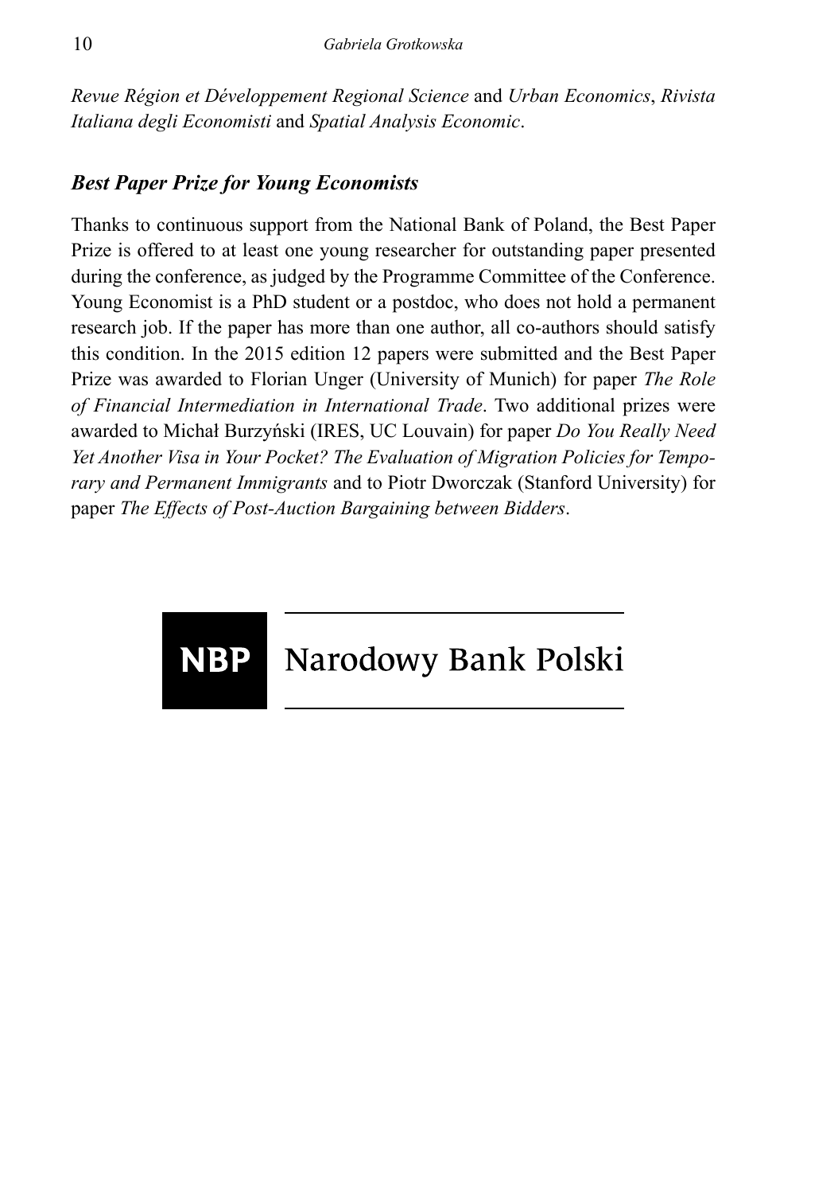*Revue Région et Développement Regional Science* and *Urban Economics*, *Rivista Italiana degli Economisti* and *Spatial Analysis Economic*.

### ***Best Paper Prize for Young Economists***

Thanks to continuous support from the National Bank of Poland, the Best Paper Prize is offered to at least one young researcher for outstanding paper presented during the conference, as judged by the Programme Committee of the Conference. Young Economist is a PhD student or a postdoc, who does not hold a permanent research job. If the paper has more than one author, all co-authors should satisfy this condition. In the 2015 edition 12 papers were submitted and the Best Paper Prize was awarded to Florian Unger (University of Munich) for paper *The Role of Financial Intermediation in International Trade*. Two additional prizes were awarded to Michał Burzyński (IRES, UC Louvain) for paper *Do You Really Need Yet Another Visa in Your Pocket? The Evaluation of Migration Policies for Temporary and Permanent Immigrants* and to Piotr Dworczak (Stanford University) for paper *The Effects of Post-Auction Bargaining between Bidders*.

**NBP** Narodowy Bank Polski